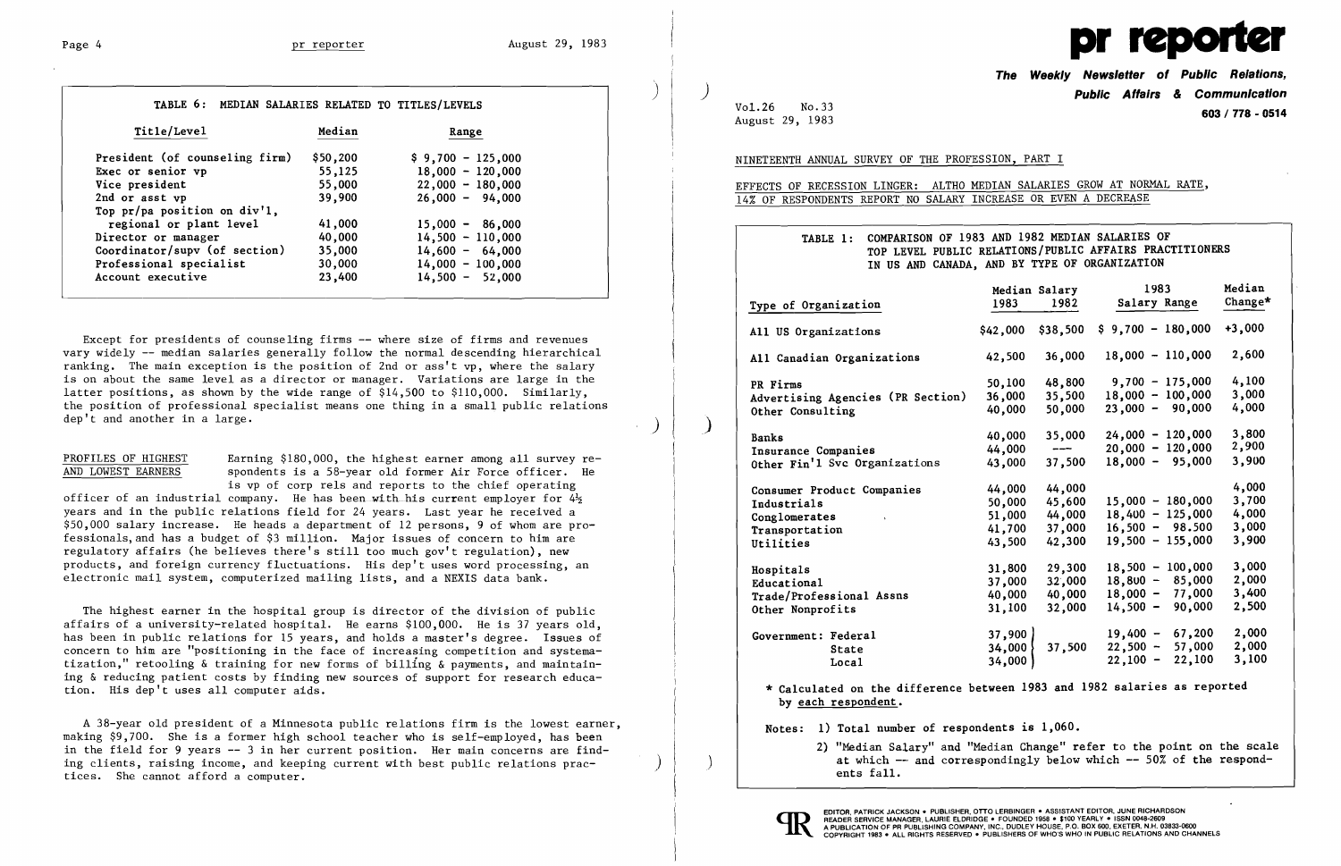| TABLE 6: MEDIAN SALARIES RELATED TO TITLES/LEVELS | | |
|---|---|---|
| Title/Level | Median | Range |
| President (of counseling firm) | $50,200 | $ 9,700 - 125,000 |
| Exec or senior vp | 55,125 | 18,000 - 120,000 |
| Vice president | 55,000 | 22,000 - 180,000 |
| 2nd or asst vp | 39,900 | 26,000 - 94,000 |
| Top pr/pa position on div'l, regional or plant level | 41,000 | 15,000 - 86,000 |
| Director or manager | 40,000 | 14,500 - 110,000 |
| Coordinator/supv (of section) | 35,000 | 14,600 - 64,000 |
| Professional specialist | 30,000 | 14,000 - 100,000 |
| Account executive | 23,400 | 14,500 - 52,000 |

Except for presidents of counseling firms -- where size of firms and revenues vary widely -- median salaries generally follow the normal descending hierarchical ranking. The main exception is the position of 2nd or ass't vp, where the salary is on about the same level as a director or manager. Variations are large in the latter positions, as shown by the wide range of $14,500 to $110,000. Similarly, the position of professional specialist means one thing in a small public relations dep't and another in a large.

**PROFILES OF HIGHEST AND LOWEST EARNERS** Earning $180,000, the highest earner among all survey respondents is a 58-year old former Air Force officer. He is vp of corp rels and reports to the chief operating officer of an industrial company. He has been with his current employer for 4½ years and in the public relations field for 24 years. Last year he received a $50,000 salary increase. He heads a department of 12 persons, 9 of whom are professionals, and has a budget of $3 million. Major issues of concern to him are regulatory affairs (he believes there's still too much gov't regulation), new products, and foreign currency fluctuations. His dep't uses word processing, an electronic mail system, computerized mailing lists, and a NEXIS data bank.

The highest earner in the hospital group is director of the division of public affairs of a university-related hospital. He earns $100,000. He is 37 years old, has been in public relations for 15 years, and holds a master's degree. Issues of concern to him are "positioning in the face of increasing competition and systematization," retooling & training for new forms of billing & payments, and maintaining & reducing patient costs by finding new sources of support for research education. His dep't uses all computer aids.

A 38-year old president of a Minnesota public relations firm is the lowest earner, making $9,700. She is a former high school teacher who is self-employed, has been in the field for 9 years -- 3 in her current position. Her main concerns are finding clients, raising income, and keeping current with best public relations practices. She cannot afford a computer.

# pr reporter

**The Weekly Newsletter of Public Relations, Public Affairs & Communication**

**603 / 778 - 0514**

Vol.26 No.33
August 29, 1983

## NINETEENTH ANNUAL SURVEY OF THE PROFESSION, PART I

## EFFECTS OF RECESSION LINGER: ALTHO MEDIAN SALARIES GROW AT NORMAL RATE, 14% OF RESPONDENTS REPORT NO SALARY INCREASE OR EVEN A DECREASE

TABLE 1: COMPARISON OF 1983 AND 1982 MEDIAN SALARIES OF TOP LEVEL PUBLIC RELATIONS/PUBLIC AFFAIRS PRACTITIONERS IN US AND CANADA, AND BY TYPE OF ORGANIZATION

| Type of Organization | Median Salary 1983 | Median Salary 1982 | 1983 Salary Range | Median Change* |
|---|---|---|---|---|
| All US Organizations | $42,000 | $38,500 | $ 9,700 - 180,000 | +3,000 |
| All Canadian Organizations | 42,500 | 36,000 | 18,000 - 110,000 | 2,600 |
| PR Firms | 50,100 | 48,800 | 9,700 - 175,000 | 4,100 |
| Advertising Agencies (PR Section) | 36,000 | 35,500 | 18,000 - 100,000 | 3,000 |
| Other Consulting | 40,000 | 50,000 | 23,000 - 90,000 | 4,000 |
| Banks | 40,000 | 35,000 | 24,000 - 120,000 | 3,800 |
| Insurance Companies | 44,000 | --- | 20,000 - 120,000 | 2,900 |
| Other Fin'l Svc Organizations | 43,000 | 37,500 | 18,000 - 95,000 | 3,900 |
| Consumer Product Companies | 44,000 | 44,000 | | 4,000 |
| Industrials | 50,000 | 45,600 | 15,000 - 180,000 | 3,700 |
| Conglomerates | 51,000 | 44,000 | 18,400 - 125,000 | 4,000 |
| Transportation | 41,700 | 37,000 | 16,500 - 98,500 | 3,000 |
| Utilities | 43,500 | 42,300 | 19,500 - 155,000 | 3,900 |
| Hospitals | 31,800 | 29,300 | 18,500 - 100,000 | 3,000 |
| Educational | 37,000 | 32,000 | 18,800 - 85,000 | 2,000 |
| Trade/Professional Assns | 40,000 | 40,000 | 18,000 - 77,000 | 3,400 |
| Other Nonprofits | 31,100 | 32,000 | 14,500 - 90,000 | 2,500 |
| Government: Federal | 37,900 | 37,500 | 19,400 - 67,200 | 2,000 |
| State | 34,000 | | 22,500 - 57,000 | 2,000 |
| Local | 34,000 | | 22,100 - 22,100 | 3,100 |

\* Calculated on the difference between 1983 and 1982 salaries as reported by each respondent.

Notes: 1) Total number of respondents is 1,060.

2) "Median Salary" and "Median Change" refer to the point on the scale at which -- and correspondingly below which -- 50% of the respondents fall.

EDITOR, PATRICK JACKSON • PUBLISHER, OTTO LERBINGER • ASSISTANT EDITOR, JUNE RICHARDSON
READER SERVICE MANAGER, LAURIE ELDRIDGE • FOUNDED 1958 • $100 YEARLY • ISSN 0048-2609
A PUBLICATION OF PR PUBLISHING COMPANY, INC., DUDLEY HOUSE, P.O. BOX 600, EXETER, N.H. 03833-0600
COPYRIGHT 1983 • ALL RIGHTS RESERVED • PUBLISHERS OF WHO'S WHO IN PUBLIC RELATIONS AND CHANNELS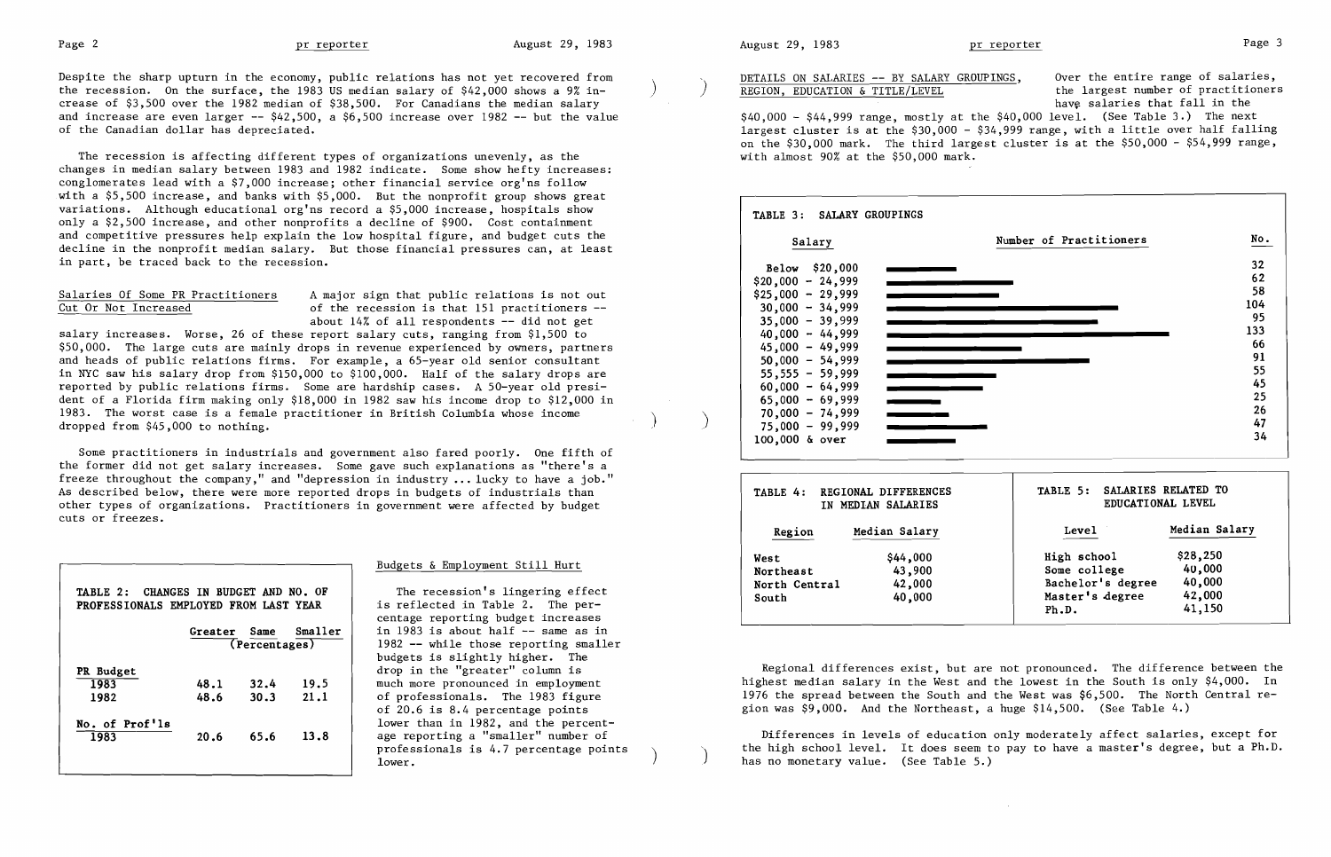Despite the sharp upturn in the economy, public relations has not yet recovered from the recession. On the surface, the 1983 US median salary of $42,000 shows a 9% increase of $3,500 over the 1982 median of $38,500. For Canadians the median salary and increase are even larger -- $42,500, a $6,500 increase over 1982 -- but the value of the Canadian dollar has depreciated.

The recession is affecting different types of organizations unevenly, as the changes in median salary between 1983 and 1982 indicate. Some show hefty increases: conglomerates lead with a $7,000 increase; other financial service org'ns follow with a $5,500 increase, and banks with $5,000. But the nonprofit group shows great variations. Although educational org'ns record a $5,000 increase, hospitals show only a $2,500 increase, and other nonprofits a decline of $900. Cost containment and competitive pressures help explain the low hospital figure, and budget cuts the decline in the nonprofit median salary. But those financial pressures can, at least in part, be traced back to the recession.

Salaries Of Some PR Practitioners Cut Or Not Increased

A major sign that public relations is not out of the recession is that 151 practitioners -- about 14% of all respondents -- did not get salary increases. Worse, 26 of these report salary cuts, ranging from $1,500 to $50,000. The large cuts are mainly drops in revenue experienced by owners, partners and heads of public relations firms. For example, a 65-year old senior consultant in NYC saw his salary drop from $150,000 to $100,000. Half of the salary drops are reported by public relations firms. Some are hardship cases. A 50-year old president of a Florida firm making only $18,000 in 1982 saw his income drop to $12,000 in 1983. The worst case is a female practitioner in British Columbia whose income dropped from $45,000 to nothing.

Some practitioners in industrials and government also fared poorly. One fifth of the former did not get salary increases. Some gave such explanations as "there's a freeze throughout the company," and "depression in industry ... lucky to have a job." As described below, there were more reported drops in budgets of industrials than other types of organizations. Practitioners in government were affected by budget cuts or freezes.

TABLE 2: CHANGES IN BUDGET AND NO. OF PROFESSIONALS EMPLOYED FROM LAST YEAR

| | Greater | Same | Smaller |
|---|---|---|---|
| | (Percentages) | | |
| **PR Budget** | | | |
| 1983 | 48.1 | 32.4 | 19.5 |
| 1982 | 48.6 | 30.3 | 21.1 |
| **No. of Prof'ls** | | | |
| 1983 | 20.6 | 65.6 | 13.8 |

Budgets & Employment Still Hurt

The recession's lingering effect is reflected in Table 2. The percentage reporting budget increases in 1983 is about half -- same as in 1982 -- while those reporting smaller budgets is slightly higher. The drop in the "greater" column is much more pronounced in employment of professionals. The 1983 figure of 20.6 is 8.4 percentage points lower than in 1982, and the percentage reporting a "smaller" number of professionals is 4.7 percentage points lower.

DETAILS ON SALARIES -- BY SALARY GROUPINGS, REGION, EDUCATION & TITLE/LEVEL

Over the entire range of salaries, the largest number of practitioners have salaries that fall in the $40,000 - $44,999 range, mostly at the $40,000 level. (See Table 3.) The next largest cluster is at the $30,000 - $34,999 range, with a little over half falling on the $30,000 mark. The third largest cluster is at the $50,000 - $54,999 range, with almost 90% at the $50,000 mark.

TABLE 3: SALARY GROUPINGS

Salary
Number of Practitioners
No.
Below $20,000 — 32
$20,000 - 24,999 — 62
$25,000 - 29,999 — 58
30,000 - 34,999 — 104
35,000 - 39,999 — 95
40,000 - 44,999 — 133
45,000 - 49,999 — 66
50,000 - 54,999 — 91
55,555 - 59,999 — 55
60,000 - 64,999 — 45
65,000 - 69,999 — 25
70,000 - 74,999 — 26
75,000 - 99,999 — 47
100,000 & over — 34

TABLE 4: REGIONAL DIFFERENCES IN MEDIAN SALARIES

| Region | Median Salary |
|---|---|
| West | $44,000 |
| Northeast | 43,900 |
| North Central | 42,000 |
| South | 40,000 |

TABLE 5: SALARIES RELATED TO EDUCATIONAL LEVEL

| Level | Median Salary |
|---|---|
| High school | $28,250 |
| Some college | 40,000 |
| Bachelor's degree | 40,000 |
| Master's degree | 42,000 |
| Ph.D. | 41,150 |

Regional differences exist, but are not pronounced. The difference between the highest median salary in the West and the lowest in the South is only $4,000. In 1976 the spread between the South and the West was $6,500. The North Central region was $9,000. And the Northeast, a huge $14,500. (See Table 4.)

Differences in levels of education only moderately affect salaries, except for the high school level. It does seem to pay to have a master's degree, but a Ph.D. has no monetary value. (See Table 5.)